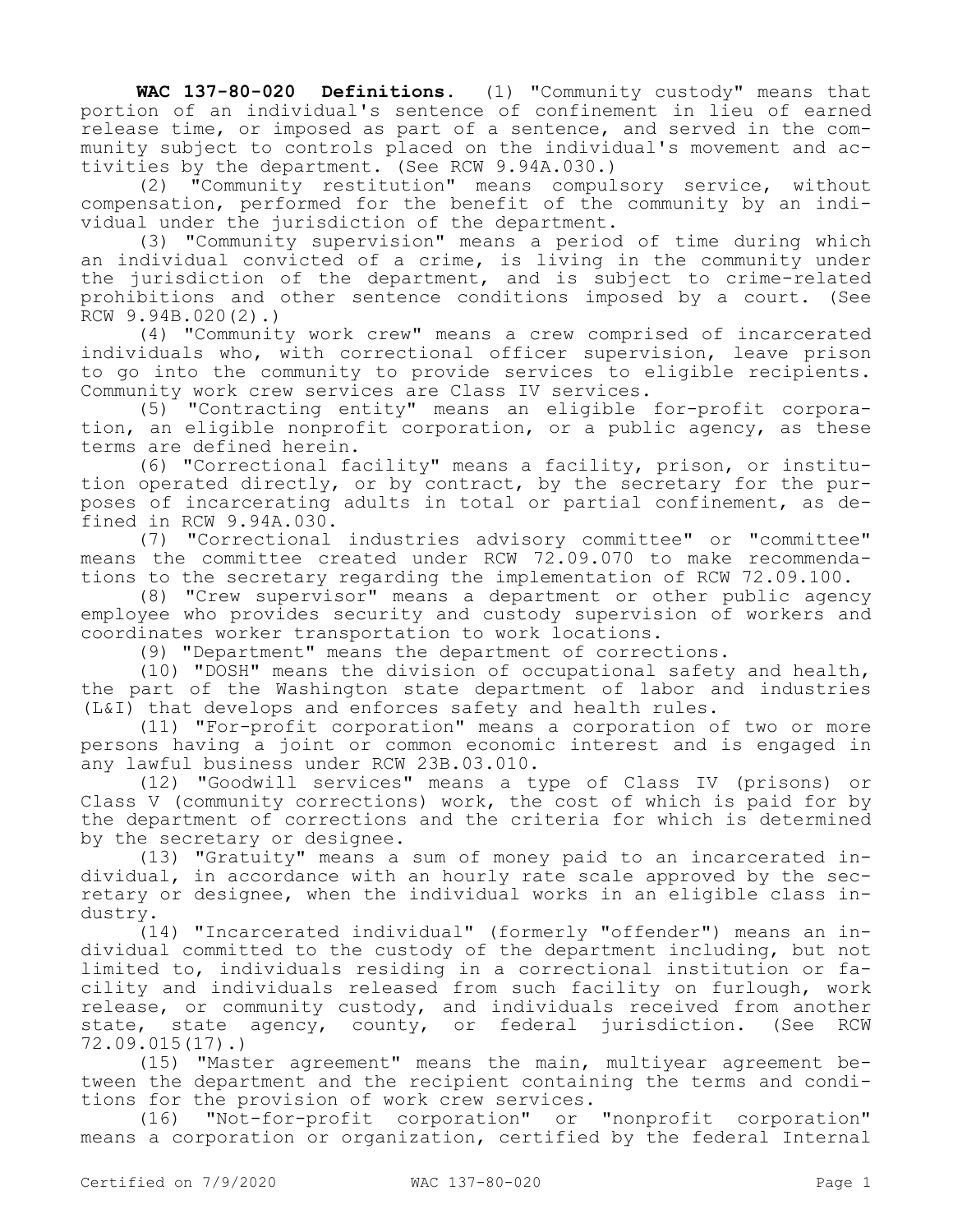**WAC 137-80-020 Definitions.** (1) "Community custody" means that portion of an individual's sentence of confinement in lieu of earned release time, or imposed as part of a sentence, and served in the community subject to controls placed on the individual's movement and activities by the department. (See RCW 9.94A.030.)

(2) "Community restitution" means compulsory service, without compensation, performed for the benefit of the community by an individual under the jurisdiction of the department.

(3) "Community supervision" means a period of time during which an individual convicted of a crime, is living in the community under the jurisdiction of the department, and is subject to crime-related prohibitions and other sentence conditions imposed by a court. (See RCW 9.94B.020(2).)

(4) "Community work crew" means a crew comprised of incarcerated individuals who, with correctional officer supervision, leave prison to go into the community to provide services to eligible recipients. Community work crew services are Class IV services.

(5) "Contracting entity" means an eligible for-profit corporation, an eligible nonprofit corporation, or a public agency, as these terms are defined herein.

(6) "Correctional facility" means a facility, prison, or institution operated directly, or by contract, by the secretary for the purposes of incarcerating adults in total or partial confinement, as defined in RCW 9.94A.030.

(7) "Correctional industries advisory committee" or "committee" means the committee created under RCW 72.09.070 to make recommendations to the secretary regarding the implementation of RCW 72.09.100.

(8) "Crew supervisor" means a department or other public agency employee who provides security and custody supervision of workers and coordinates worker transportation to work locations.

(9) "Department" means the department of corrections.

(10) "DOSH" means the division of occupational safety and health, the part of the Washington state department of labor and industries (L&I) that develops and enforces safety and health rules.

(11) "For-profit corporation" means a corporation of two or more persons having a joint or common economic interest and is engaged in any lawful business under RCW 23B.03.010.

(12) "Goodwill services" means a type of Class IV (prisons) or Class V (community corrections) work, the cost of which is paid for by the department of corrections and the criteria for which is determined by the secretary or designee.

(13) "Gratuity" means a sum of money paid to an incarcerated individual, in accordance with an hourly rate scale approved by the secretary or designee, when the individual works in an eligible class industry.

(14) "Incarcerated individual" (formerly "offender") means an individual committed to the custody of the department including, but not limited to, individuals residing in a correctional institution or facility and individuals released from such facility on furlough, work release, or community custody, and individuals received from another state, state agency, county, or federal jurisdiction. (See RCW 72.09.015(17).)

(15) "Master agreement" means the main, multiyear agreement between the department and the recipient containing the terms and conditions for the provision of work crew services.

(16) "Not-for-profit corporation" or "nonprofit corporation" means a corporation or organization, certified by the federal Internal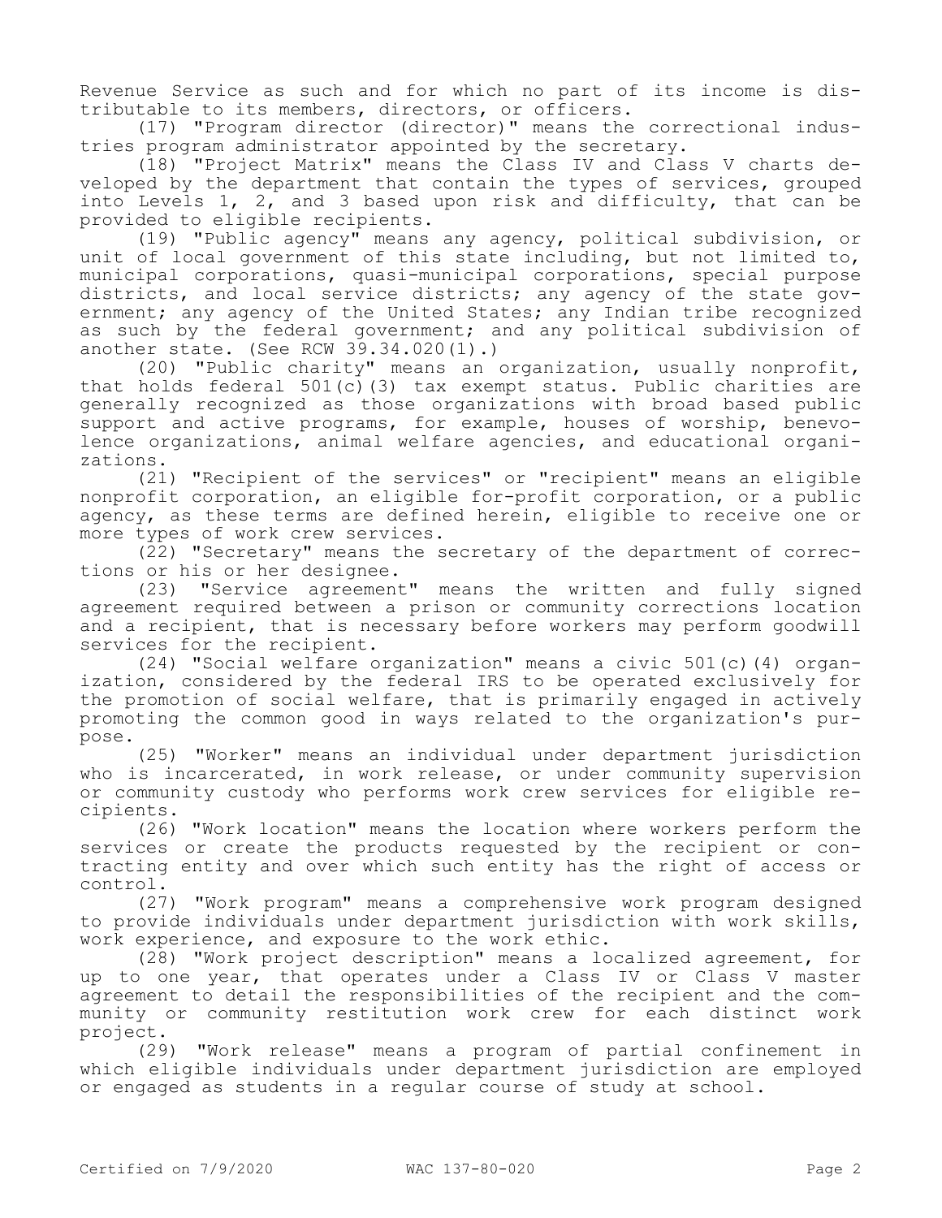Revenue Service as such and for which no part of its income is distributable to its members, directors, or officers.

(17) "Program director (director)" means the correctional industries program administrator appointed by the secretary.

(18) "Project Matrix" means the Class IV and Class V charts developed by the department that contain the types of services, grouped into Levels 1, 2, and 3 based upon risk and difficulty, that can be provided to eligible recipients.

(19) "Public agency" means any agency, political subdivision, or unit of local government of this state including, but not limited to, municipal corporations, quasi-municipal corporations, special purpose districts, and local service districts; any agency of the state government; any agency of the United States; any Indian tribe recognized as such by the federal government; and any political subdivision of another state. (See RCW 39.34.020(1).)

(20) "Public charity" means an organization, usually nonprofit, that holds federal 501(c)(3) tax exempt status. Public charities are generally recognized as those organizations with broad based public support and active programs, for example, houses of worship, benevolence organizations, animal welfare agencies, and educational organizations.

(21) "Recipient of the services" or "recipient" means an eligible nonprofit corporation, an eligible for-profit corporation, or a public agency, as these terms are defined herein, eligible to receive one or more types of work crew services.

(22) "Secretary" means the secretary of the department of corrections or his or her designee.

(23) "Service agreement" means the written and fully signed agreement required between a prison or community corrections location and a recipient, that is necessary before workers may perform goodwill services for the recipient.

(24) "Social welfare organization" means a civic 501(c)(4) organization, considered by the federal IRS to be operated exclusively for the promotion of social welfare, that is primarily engaged in actively promoting the common good in ways related to the organization's purpose.

(25) "Worker" means an individual under department jurisdiction who is incarcerated, in work release, or under community supervision or community custody who performs work crew services for eligible recipients.

(26) "Work location" means the location where workers perform the services or create the products requested by the recipient or contracting entity and over which such entity has the right of access or control.

(27) "Work program" means a comprehensive work program designed to provide individuals under department jurisdiction with work skills, work experience, and exposure to the work ethic.

(28) "Work project description" means a localized agreement, for up to one year, that operates under a Class IV or Class V master agreement to detail the responsibilities of the recipient and the community or community restitution work crew for each distinct work project.

(29) "Work release" means a program of partial confinement in which eligible individuals under department jurisdiction are employed or engaged as students in a regular course of study at school.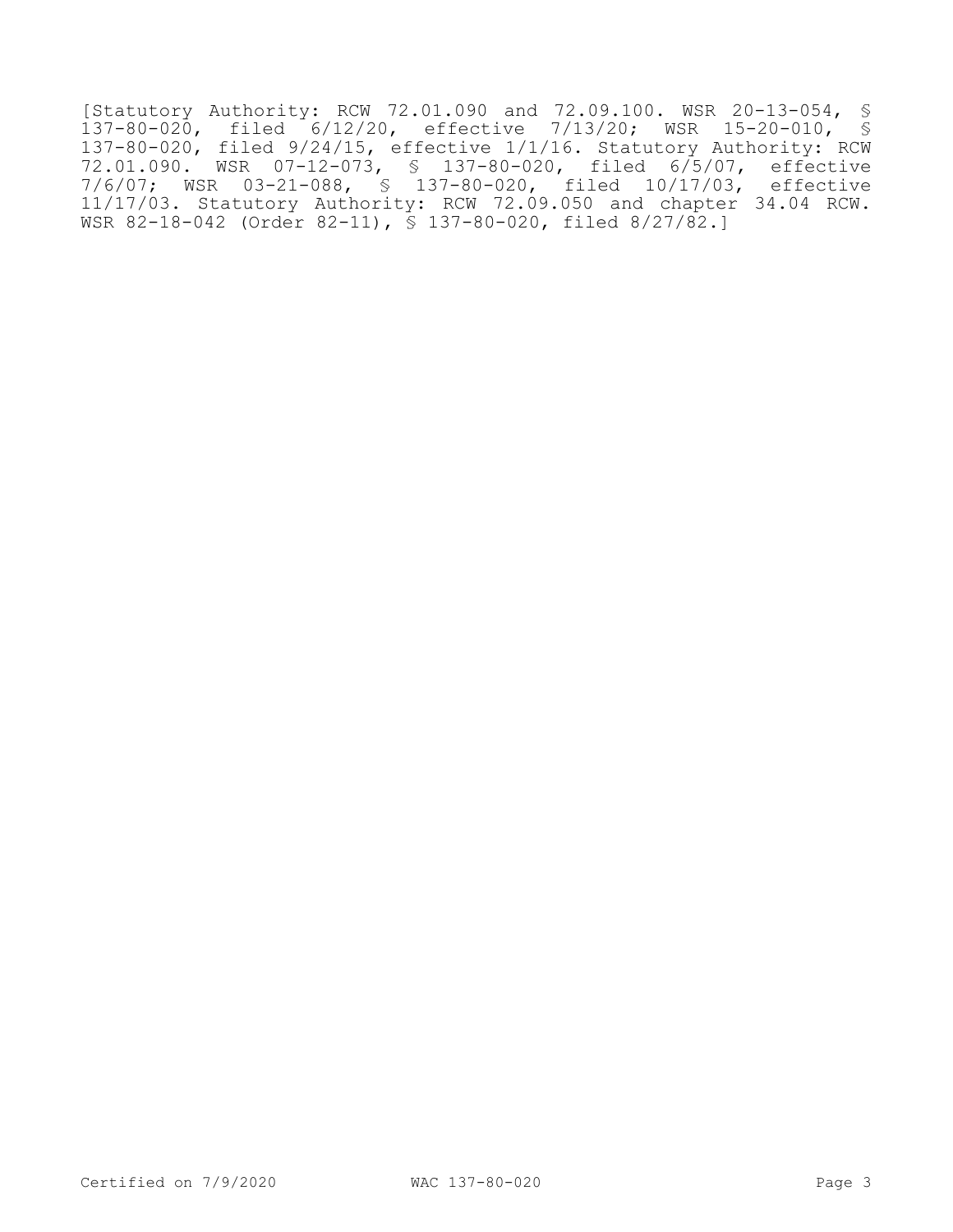[Statutory Authority: RCW 72.01.090 and 72.09.100. WSR 20-13-054, § 137-80-020, filed 6/12/20, effective 7/13/20; WSR 15-20-010, § 137-80-020, filed 9/24/15, effective 1/1/16. Statutory Authority: RCW 72.01.090. WSR 07-12-073, § 137-80-020, filed 6/5/07, effective 7/6/07; WSR 03-21-088, § 137-80-020, filed 10/17/03, effective 11/17/03. Statutory Authority: RCW 72.09.050 and chapter 34.04 RCW. WSR 82-18-042 (Order 82-11), § 137-80-020, filed 8/27/82.]